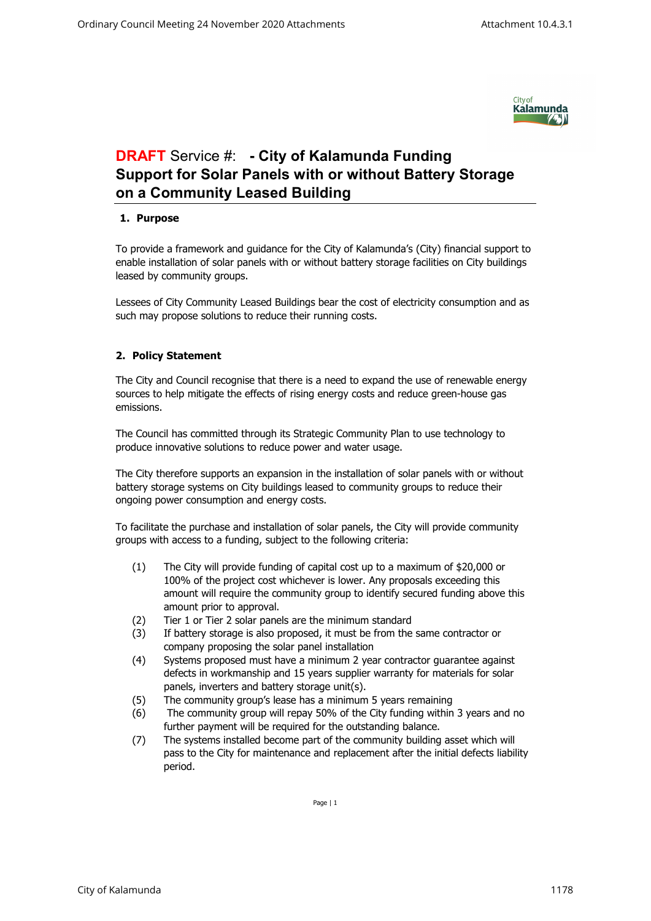# **DRAFT** Service #: **- City of Kalamunda Funding Support for Solar Panels with or without Battery Storage on a Community Leased Building**

## 1. Purpose

To provide a framework and guidance for the City of Kalamunda's (City) financial support to enable installation of solar panels with or without battery storage facilities on City buildings leased by community groups.

Lessees of City Community Leased Buildings bear the cost of electricity consumption and as such may propose solutions to reduce their running costs.

## 2. Policy Statement

The City and Council recognise that there is a need to expand the use of renewable energy sources to help mitigate the effects of rising energy costs and reduce green-house gas emissions.

The Council has committed through its Strategic Community Plan to use technology to produce innovative solutions to reduce power and water usage.

The City therefore supports an expansion in the installation of solar panels with or without battery storage systems on City buildings leased to community groups to reduce their ongoing power consumption and energy costs.

To facilitate the purchase and installation of solar panels, the City will provide community groups with access to a funding, subject to the following criteria:

(1) The City will provide funding of capital cost up to a maximum of $20,000 or 100% of the project cost whichever is lower. Any proposals exceeding this amount will require the community group to identify secured funding above this amount prior to approval.
(2) Tier 1 or Tier 2 solar panels are the minimum standard
(3) If battery storage is also proposed, it must be from the same contractor or company proposing the solar panel installation
(4) Systems proposed must have a minimum 2 year contractor guarantee against defects in workmanship and 15 years supplier warranty for materials for solar panels, inverters and battery storage unit(s).
(5) The community group's lease has a minimum 5 years remaining
(6) The community group will repay 50% of the City funding within 3 years and no further payment will be required for the outstanding balance.
(7) The systems installed become part of the community building asset which will pass to the City for maintenance and replacement after the initial defects liability period.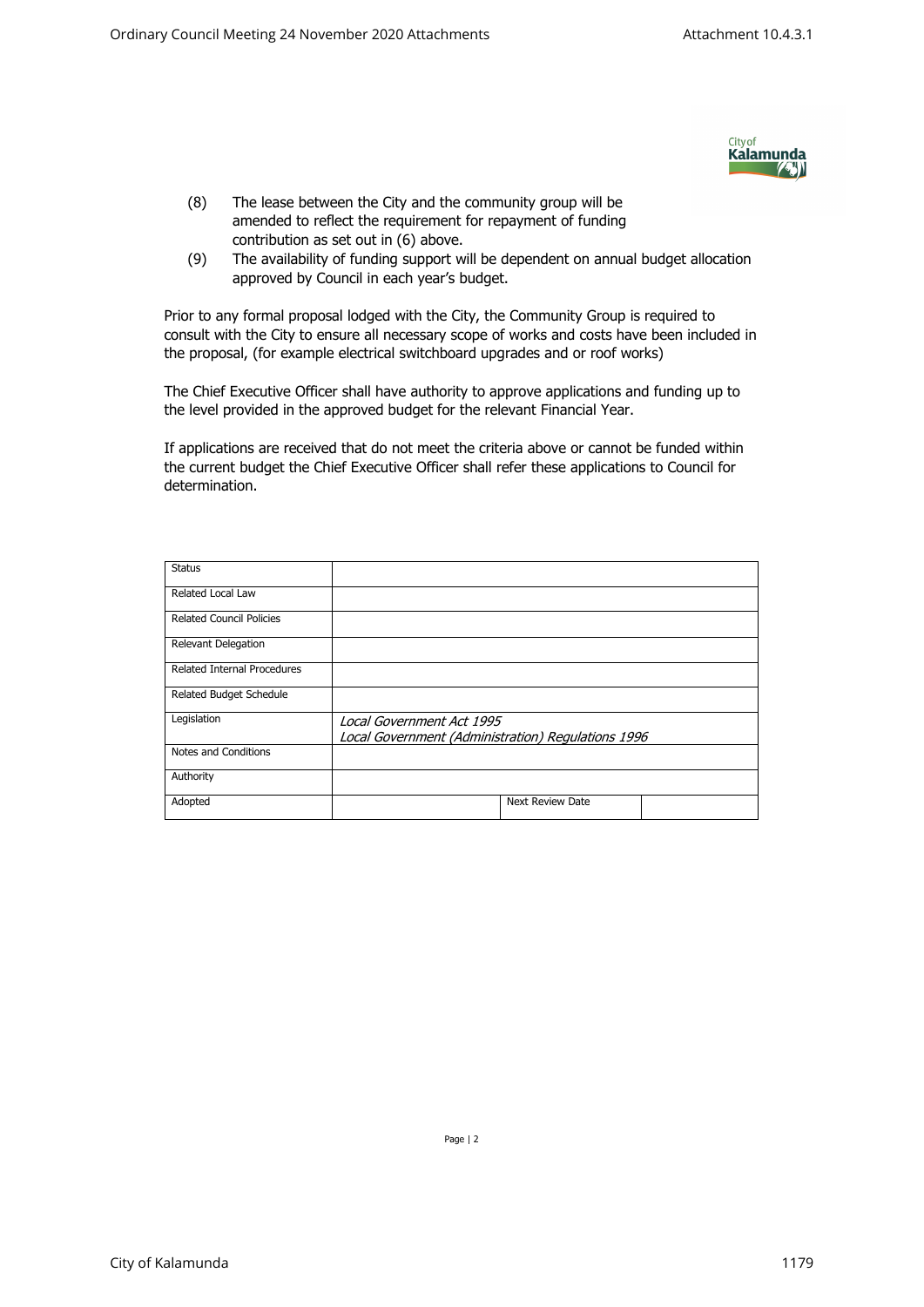(8) The lease between the City and the community group will be amended to reflect the requirement for repayment of funding contribution as set out in (6) above.

(9) The availability of funding support will be dependent on annual budget allocation approved by Council in each year's budget.

Prior to any formal proposal lodged with the City, the Community Group is required to consult with the City to ensure all necessary scope of works and costs have been included in the proposal, (for example electrical switchboard upgrades and or roof works)

The Chief Executive Officer shall have authority to approve applications and funding up to the level provided in the approved budget for the relevant Financial Year.

If applications are received that do not meet the criteria above or cannot be funded within the current budget the Chief Executive Officer shall refer these applications to Council for determination.

| | | | |
|---|---|---|---|
| Status | | | |
| Related Local Law | | | |
| Related Council Policies | | | |
| Relevant Delegation | | | |
| Related Internal Procedures | | | |
| Related Budget Schedule | | | |
| Legislation | *Local Government Act 1995*<br>*Local Government (Administration) Regulations 1996* | | |
| Notes and Conditions | | | |
| Authority | | | |
| Adopted | | Next Review Date | |